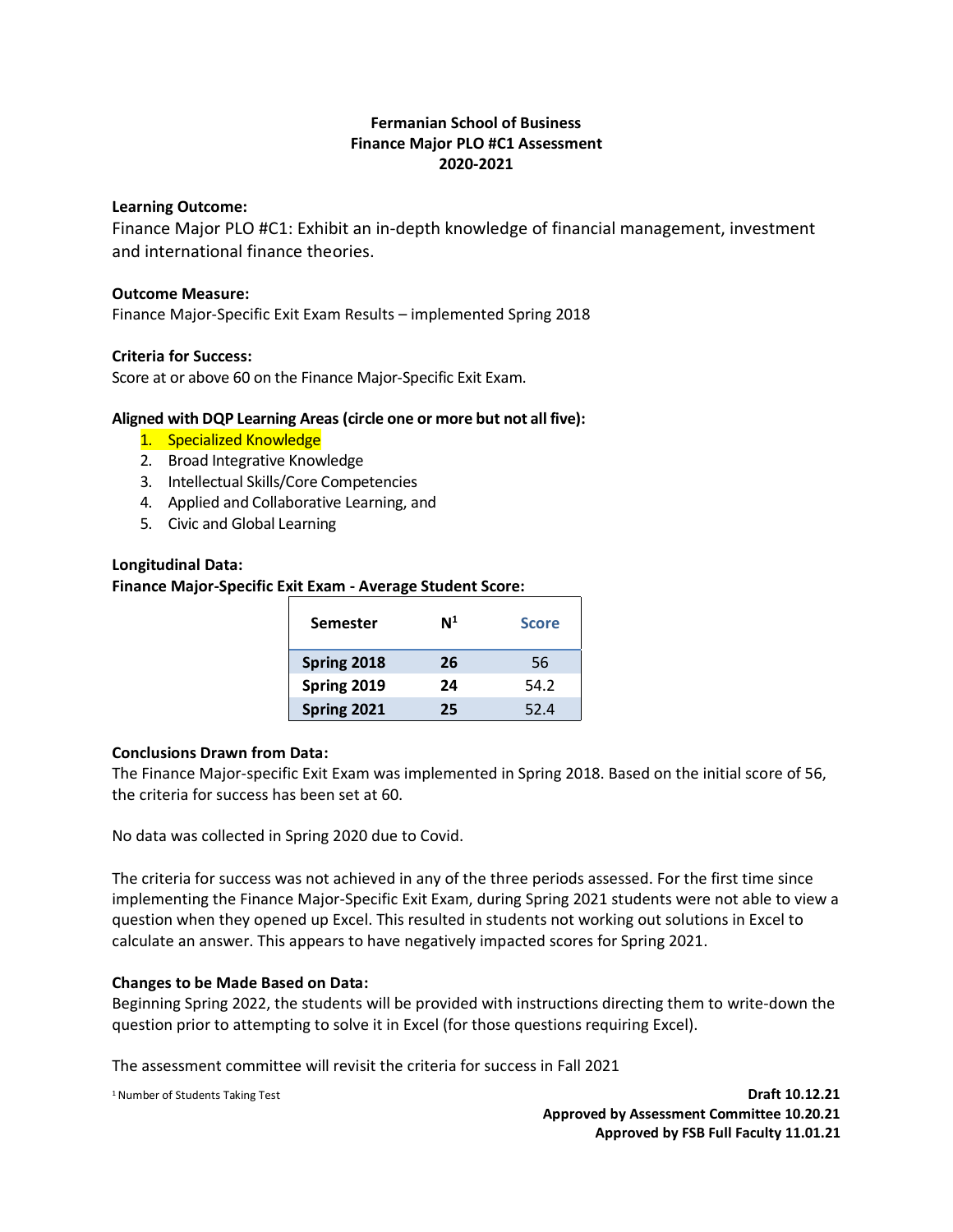# Fermanian School of Business
## Finance Major PLO #C1 Assessment
## 2020-2021

**Learning Outcome:**

Finance Major PLO #C1: Exhibit an in-depth knowledge of financial management, investment and international finance theories.

**Outcome Measure:**

Finance Major-Specific Exit Exam Results – implemented Spring 2018

**Criteria for Success:**

Score at or above 60 on the Finance Major-Specific Exit Exam.

**Aligned with DQP Learning Areas (circle one or more but not all five):**

1. Specialized Knowledge
2. Broad Integrative Knowledge
3. Intellectual Skills/Core Competencies
4. Applied and Collaborative Learning, and
5. Civic and Global Learning

**Longitudinal Data:**

**Finance Major-Specific Exit Exam - Average Student Score:**

| Semester | N[1] | Score |
|---|---|---|
| **Spring 2018** | **26** | 56 |
| **Spring 2019** | **24** | 54.2 |
| **Spring 2021** | **25** | 52.4 |

**Conclusions Drawn from Data:**

The Finance Major-specific Exit Exam was implemented in Spring 2018. Based on the initial score of 56, the criteria for success has been set at 60.

No data was collected in Spring 2020 due to Covid.

The criteria for success was not achieved in any of the three periods assessed. For the first time since implementing the Finance Major-Specific Exit Exam, during Spring 2021 students were not able to view a question when they opened up Excel. This resulted in students not working out solutions in Excel to calculate an answer. This appears to have negatively impacted scores for Spring 2021.

**Changes to be Made Based on Data:**

Beginning Spring 2022, the students will be provided with instructions directing them to write-down the question prior to attempting to solve it in Excel (for those questions requiring Excel).

The assessment committee will revisit the criteria for success in Fall 2021

[1] Number of Students Taking Test

**Draft 10.12.21**
**Approved by Assessment Committee 10.20.21**
**Approved by FSB Full Faculty 11.01.21**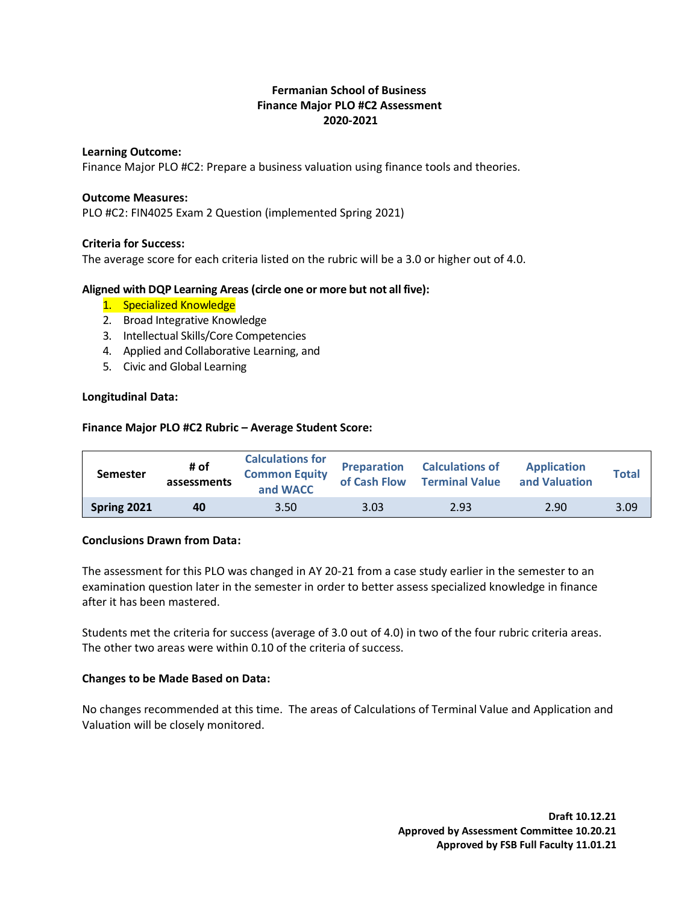**Fermanian School of Business**
**Finance Major PLO #C2 Assessment**
**2020-2021**

**Learning Outcome:**
Finance Major PLO #C2: Prepare a business valuation using finance tools and theories.

**Outcome Measures:**
PLO #C2: FIN4025 Exam 2 Question (implemented Spring 2021)

**Criteria for Success:**
The average score for each criteria listed on the rubric will be a 3.0 or higher out of 4.0.

**Aligned with DQP Learning Areas (circle one or more but not all five):**

1. Specialized Knowledge
2. Broad Integrative Knowledge
3. Intellectual Skills/Core Competencies
4. Applied and Collaborative Learning, and
5. Civic and Global Learning

**Longitudinal Data:**

**Finance Major PLO #C2 Rubric – Average Student Score:**

| Semester | # of assessments | Calculations for Common Equity and WACC | Preparation of Cash Flow | Calculations of Terminal Value | Application and Valuation | Total |
|---|---|---|---|---|---|---|
| **Spring 2021** | **40** | 3.50 | 3.03 | 2.93 | 2.90 | 3.09 |

**Conclusions Drawn from Data:**

The assessment for this PLO was changed in AY 20-21 from a case study earlier in the semester to an examination question later in the semester in order to better assess specialized knowledge in finance after it has been mastered.

Students met the criteria for success (average of 3.0 out of 4.0) in two of the four rubric criteria areas. The other two areas were within 0.10 of the criteria of success.

**Changes to be Made Based on Data:**

No changes recommended at this time. The areas of Calculations of Terminal Value and Application and Valuation will be closely monitored.

**Draft 10.12.21**
**Approved by Assessment Committee 10.20.21**
**Approved by FSB Full Faculty 11.01.21**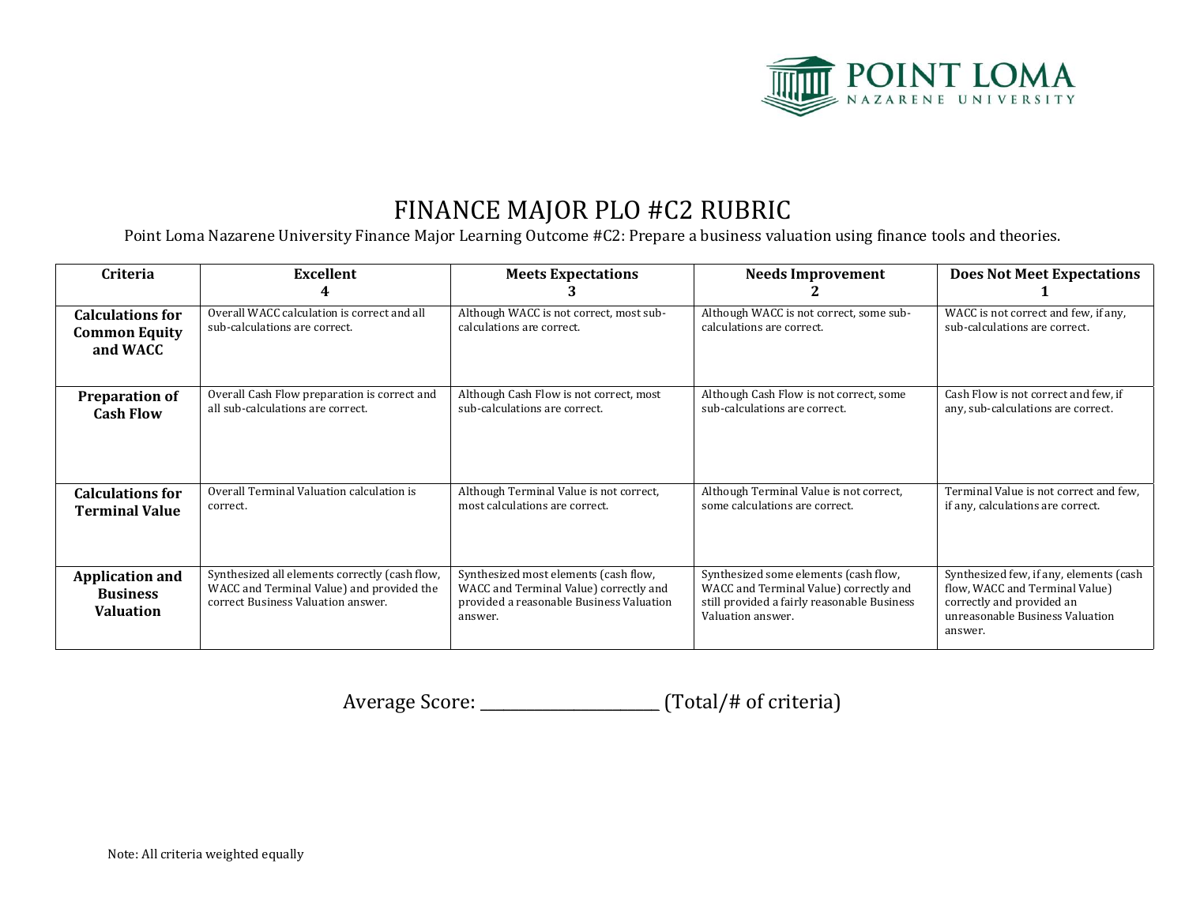# FINANCE MAJOR PLO #C2 RUBRIC

Point Loma Nazarene University Finance Major Learning Outcome #C2: Prepare a business valuation using finance tools and theories.

| Criteria | Excellent 4 | Meets Expectations 3 | Needs Improvement 2 | Does Not Meet Expectations 1 |
|---|---|---|---|---|
| **Calculations for Common Equity and WACC** | Overall WACC calculation is correct and all sub-calculations are correct. | Although WACC is not correct, most sub-calculations are correct. | Although WACC is not correct, some sub-calculations are correct. | WACC is not correct and few, if any, sub-calculations are correct. |
| **Preparation of Cash Flow** | Overall Cash Flow preparation is correct and all sub-calculations are correct. | Although Cash Flow is not correct, most sub-calculations are correct. | Although Cash Flow is not correct, some sub-calculations are correct. | Cash Flow is not correct and few, if any, sub-calculations are correct. |
| **Calculations for Terminal Value** | Overall Terminal Valuation calculation is correct. | Although Terminal Value is not correct, most calculations are correct. | Although Terminal Value is not correct, some calculations are correct. | Terminal Value is not correct and few, if any, calculations are correct. |
| **Application and Business Valuation** | Synthesized all elements correctly (cash flow, WACC and Terminal Value) and provided the correct Business Valuation answer. | Synthesized most elements (cash flow, WACC and Terminal Value) correctly and provided a reasonable Business Valuation answer. | Synthesized some elements (cash flow, WACC and Terminal Value) correctly and still provided a fairly reasonable Business Valuation answer. | Synthesized few, if any, elements (cash flow, WACC and Terminal Value) correctly and provided an unreasonable Business Valuation answer. |

Average Score: ______________________ (Total/# of criteria)

Note: All criteria weighted equally